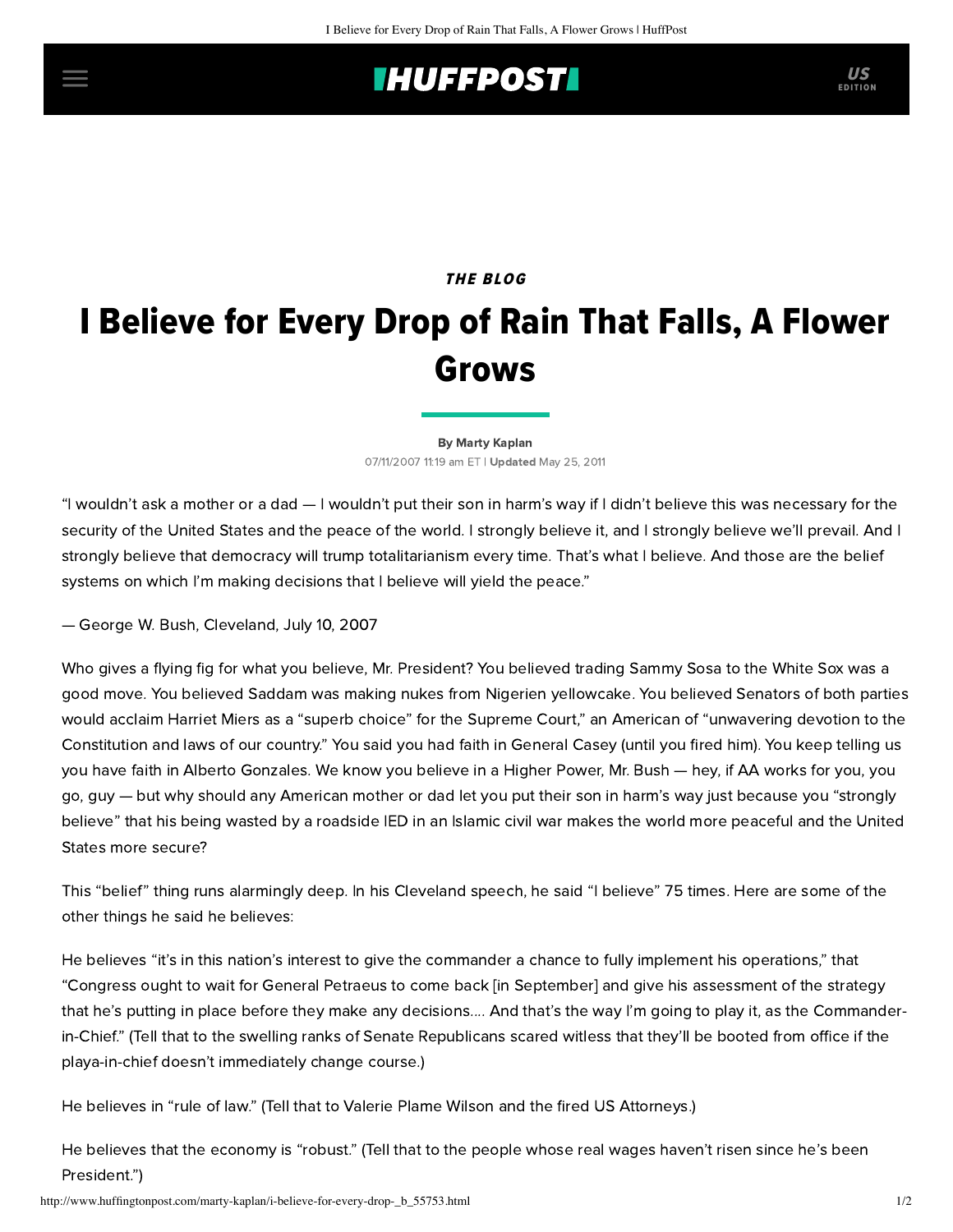*THE BLOG*

# I Believe for Every Drop of Rain That Falls, A Flower Grows

By Marty Kaplan

07/11/2007 11:19 am ET | **Updated** May 25, 2011

"I wouldn't ask a mother or a dad — I wouldn't put their son in harm's way if I didn't believe this was necessary for the security of the United States and the peace of the world. I strongly believe it, and I strongly believe we'll prevail. And I strongly believe that democracy will trump totalitarianism every time. That's what I believe. And those are the belief systems on which I'm making decisions that I believe will yield the peace."

— George W. Bush, Cleveland, July 10, 2007

Who gives a flying fig for what you believe, Mr. President? You believed trading Sammy Sosa to the White Sox was a good move. You believed Saddam was making nukes from Nigerien yellowcake. You believed Senators of both parties would acclaim Harriet Miers as a "superb choice" for the Supreme Court," an American of "unwavering devotion to the Constitution and laws of our country." You said you had faith in General Casey (until you fired him). You keep telling us you have faith in Alberto Gonzales. We know you believe in a Higher Power, Mr. Bush — hey, if AA works for you, you go, guy — but why should any American mother or dad let you put their son in harm's way just because you "strongly believe" that his being wasted by a roadside IED in an Islamic civil war makes the world more peaceful and the United States more secure?

This "belief" thing runs alarmingly deep. In his Cleveland speech, he said "I believe" 75 times. Here are some of the other things he said he believes:

He believes "it's in this nation's interest to give the commander a chance to fully implement his operations," that "Congress ought to wait for General Petraeus to come back [in September] and give his assessment of the strategy that he's putting in place before they make any decisions.... And that's the way I'm going to play it, as the Commander-in-Chief." (Tell that to the swelling ranks of Senate Republicans scared witless that they'll be booted from office if the playa-in-chief doesn't immediately change course.)

He believes in "rule of law." (Tell that to Valerie Plame Wilson and the fired US Attorneys.)

He believes that the economy is "robust." (Tell that to the people whose real wages haven't risen since he's been President.")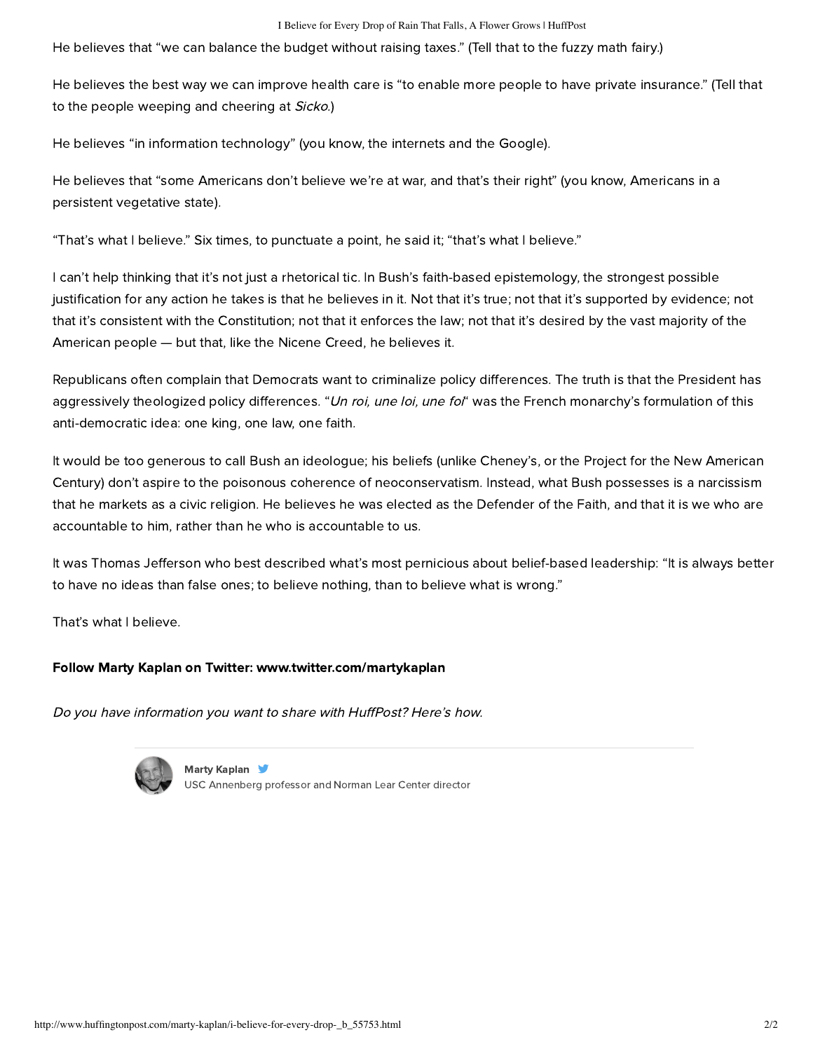He believes that "we can balance the budget without raising taxes." (Tell that to the fuzzy math fairy.)

He believes the best way we can improve health care is "to enable more people to have private insurance." (Tell that to the people weeping and cheering at *Sicko*.)

He believes "in information technology" (you know, the internets and the Google).

He believes that "some Americans don't believe we're at war, and that's their right" (you know, Americans in a persistent vegetative state).

"That's what I believe." Six times, to punctuate a point, he said it; "that's what I believe."

I can't help thinking that it's not just a rhetorical tic. In Bush's faith-based epistemology, the strongest possible justification for any action he takes is that he believes in it. Not that it's true; not that it's supported by evidence; not that it's consistent with the Constitution; not that it enforces the law; not that it's desired by the vast majority of the American people — but that, like the Nicene Creed, he believes it.

Republicans often complain that Democrats want to criminalize policy differences. The truth is that the President has aggressively theologized policy differences. "*Un roi, une loi, une foi*" was the French monarchy's formulation of this anti-democratic idea: one king, one law, one faith.

It would be too generous to call Bush an ideologue; his beliefs (unlike Cheney's, or the Project for the New American Century) don't aspire to the poisonous coherence of neoconservatism. Instead, what Bush possesses is a narcissism that he markets as a civic religion. He believes he was elected as the Defender of the Faith, and that it is we who are accountable to him, rather than he who is accountable to us.

It was Thomas Jefferson who best described what's most pernicious about belief-based leadership: "It is always better to have no ideas than false ones; to believe nothing, than to believe what is wrong."

That's what I believe.

**Follow Marty Kaplan on Twitter: www.twitter.com/martykaplan**

*Do you have information you want to share with HuffPost? Here's how.*

Marty Kaplan
USC Annenberg professor and Norman Lear Center director